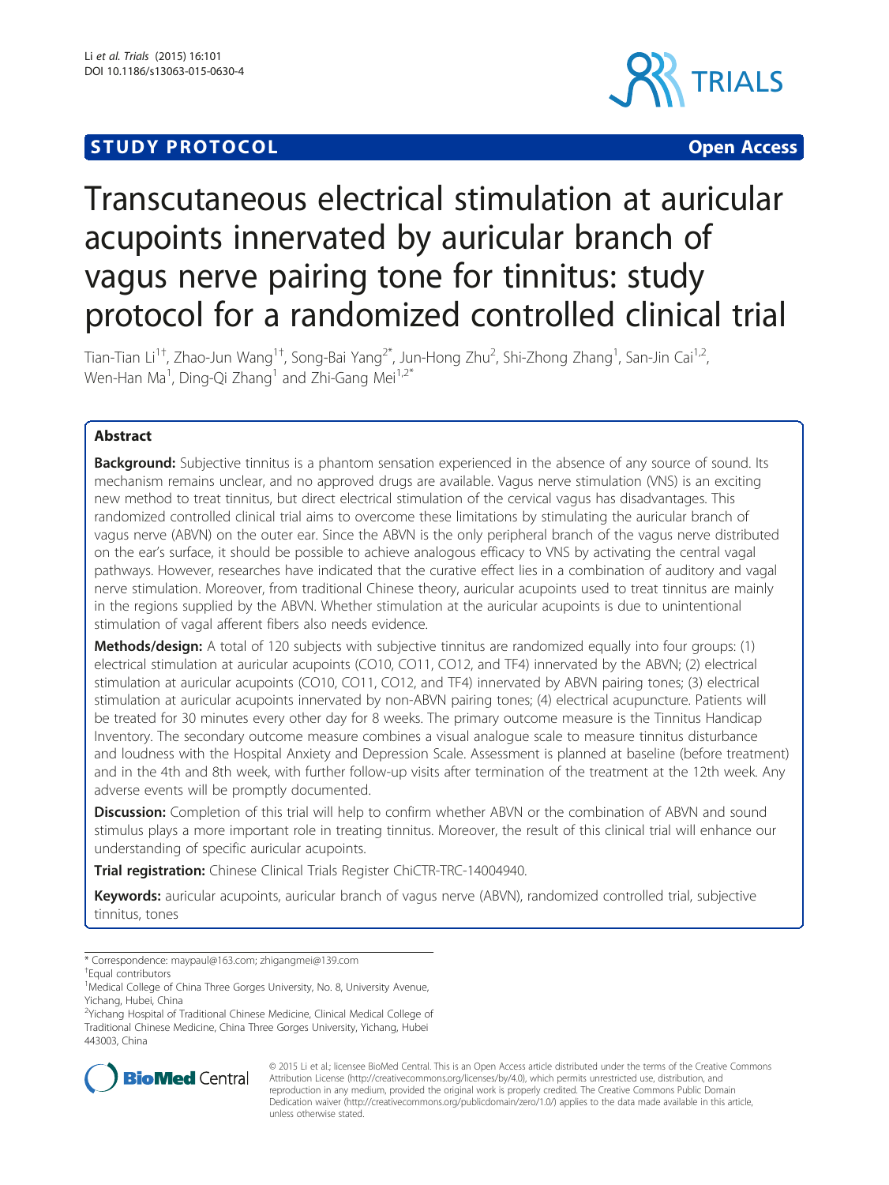**STUDY PROTOCOL** **Open Access**

# Transcutaneous electrical stimulation at auricular acupoints innervated by auricular branch of vagus nerve pairing tone for tinnitus: study protocol for a randomized controlled clinical trial

Tian-Tian Li[1†], Zhao-Jun Wang[1†], Song-Bai Yang[2*], Jun-Hong Zhu[2], Shi-Zhong Zhang[1], San-Jin Cai[1,2], Wen-Han Ma[1], Ding-Qi Zhang[1] and Zhi-Gang Mei[1,2*]

## Abstract

**Background:** Subjective tinnitus is a phantom sensation experienced in the absence of any source of sound. Its mechanism remains unclear, and no approved drugs are available. Vagus nerve stimulation (VNS) is an exciting new method to treat tinnitus, but direct electrical stimulation of the cervical vagus has disadvantages. This randomized controlled clinical trial aims to overcome these limitations by stimulating the auricular branch of vagus nerve (ABVN) on the outer ear. Since the ABVN is the only peripheral branch of the vagus nerve distributed on the ear's surface, it should be possible to achieve analogous efficacy to VNS by activating the central vagal pathways. However, researches have indicated that the curative effect lies in a combination of auditory and vagal nerve stimulation. Moreover, from traditional Chinese theory, auricular acupoints used to treat tinnitus are mainly in the regions supplied by the ABVN. Whether stimulation at the auricular acupoints is due to unintentional stimulation of vagal afferent fibers also needs evidence.

**Methods/design:** A total of 120 subjects with subjective tinnitus are randomized equally into four groups: (1) electrical stimulation at auricular acupoints (CO10, CO11, CO12, and TF4) innervated by the ABVN; (2) electrical stimulation at auricular acupoints (CO10, CO11, CO12, and TF4) innervated by ABVN pairing tones; (3) electrical stimulation at auricular acupoints innervated by non-ABVN pairing tones; (4) electrical acupuncture. Patients will be treated for 30 minutes every other day for 8 weeks. The primary outcome measure is the Tinnitus Handicap Inventory. The secondary outcome measure combines a visual analogue scale to measure tinnitus disturbance and loudness with the Hospital Anxiety and Depression Scale. Assessment is planned at baseline (before treatment) and in the 4th and 8th week, with further follow-up visits after termination of the treatment at the 12th week. Any adverse events will be promptly documented.

**Discussion:** Completion of this trial will help to confirm whether ABVN or the combination of ABVN and sound stimulus plays a more important role in treating tinnitus. Moreover, the result of this clinical trial will enhance our understanding of specific auricular acupoints.

**Trial registration:** Chinese Clinical Trials Register ChiCTR-TRC-14004940.

**Keywords:** auricular acupoints, auricular branch of vagus nerve (ABVN), randomized controlled trial, subjective tinnitus, tones

---

\* Correspondence: maypaul@163.com; zhigangmei@139.com
†Equal contributors
[1]Medical College of China Three Gorges University, No. 8, University Avenue, Yichang, Hubei, China
[2]Yichang Hospital of Traditional Chinese Medicine, Clinical Medical College of Traditional Chinese Medicine, China Three Gorges University, Yichang, Hubei 443003, China

© 2015 Li et al.; licensee BioMed Central. This is an Open Access article distributed under the terms of the Creative Commons Attribution License (http://creativecommons.org/licenses/by/4.0), which permits unrestricted use, distribution, and reproduction in any medium, provided the original work is properly credited. The Creative Commons Public Domain Dedication waiver (http://creativecommons.org/publicdomain/zero/1.0/) applies to the data made available in this article, unless otherwise stated.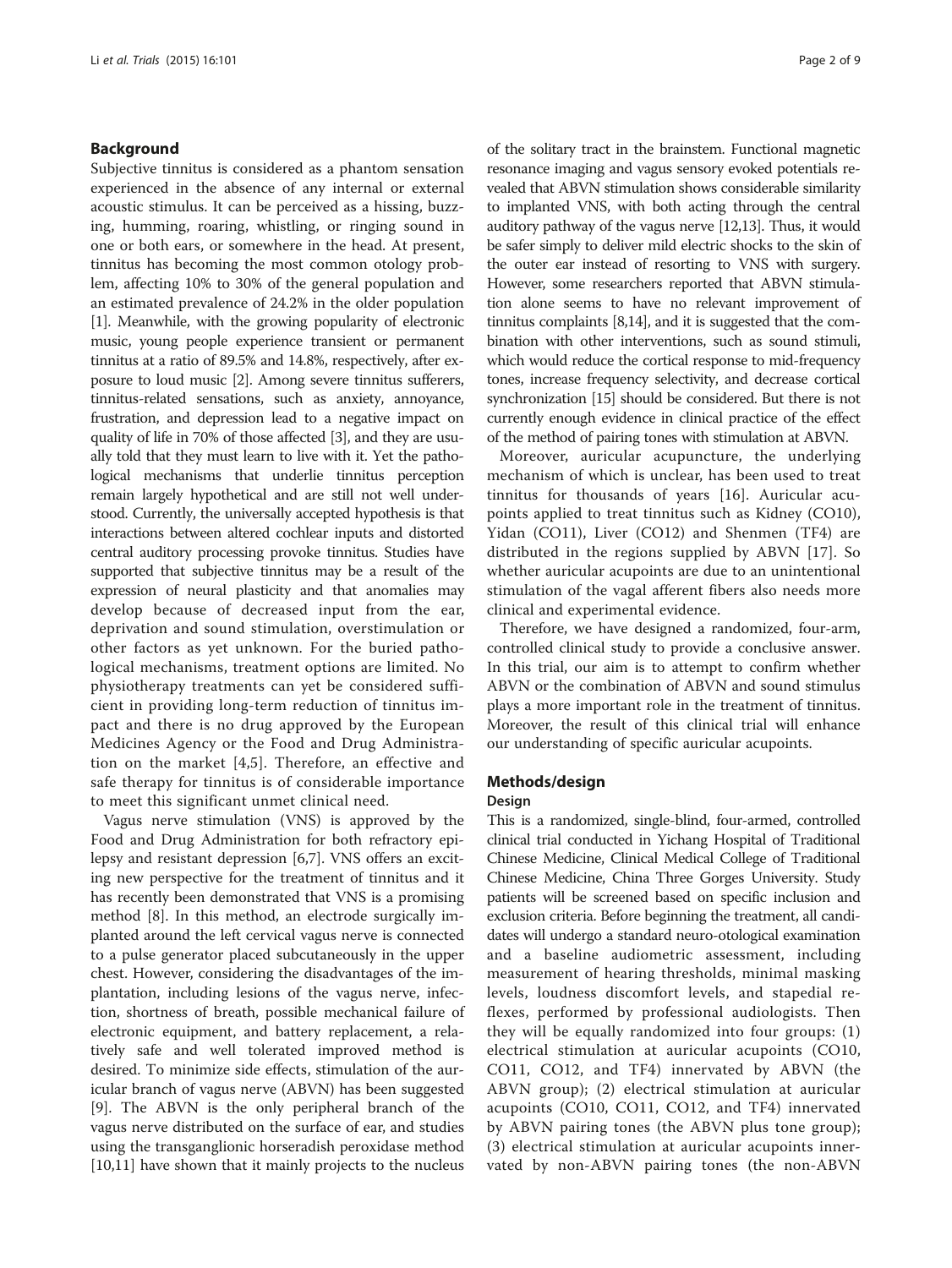## Background

Subjective tinnitus is considered as a phantom sensation experienced in the absence of any internal or external acoustic stimulus. It can be perceived as a hissing, buzzing, humming, roaring, whistling, or ringing sound in one or both ears, or somewhere in the head. At present, tinnitus has becoming the most common otology problem, affecting 10% to 30% of the general population and an estimated prevalence of 24.2% in the older population [1]. Meanwhile, with the growing popularity of electronic music, young people experience transient or permanent tinnitus at a ratio of 89.5% and 14.8%, respectively, after exposure to loud music [2]. Among severe tinnitus sufferers, tinnitus-related sensations, such as anxiety, annoyance, frustration, and depression lead to a negative impact on quality of life in 70% of those affected [3], and they are usually told that they must learn to live with it. Yet the pathological mechanisms that underlie tinnitus perception remain largely hypothetical and are still not well understood. Currently, the universally accepted hypothesis is that interactions between altered cochlear inputs and distorted central auditory processing provoke tinnitus. Studies have supported that subjective tinnitus may be a result of the expression of neural plasticity and that anomalies may develop because of decreased input from the ear, deprivation and sound stimulation, overstimulation or other factors as yet unknown. For the buried pathological mechanisms, treatment options are limited. No physiotherapy treatments can yet be considered sufficient in providing long-term reduction of tinnitus impact and there is no drug approved by the European Medicines Agency or the Food and Drug Administration on the market [4,5]. Therefore, an effective and safe therapy for tinnitus is of considerable importance to meet this significant unmet clinical need.

Vagus nerve stimulation (VNS) is approved by the Food and Drug Administration for both refractory epilepsy and resistant depression [6,7]. VNS offers an exciting new perspective for the treatment of tinnitus and it has recently been demonstrated that VNS is a promising method [8]. In this method, an electrode surgically implanted around the left cervical vagus nerve is connected to a pulse generator placed subcutaneously in the upper chest. However, considering the disadvantages of the implantation, including lesions of the vagus nerve, infection, shortness of breath, possible mechanical failure of electronic equipment, and battery replacement, a relatively safe and well tolerated improved method is desired. To minimize side effects, stimulation of the auricular branch of vagus nerve (ABVN) has been suggested [9]. The ABVN is the only peripheral branch of the vagus nerve distributed on the surface of ear, and studies using the transganglionic horseradish peroxidase method [10,11] have shown that it mainly projects to the nucleus of the solitary tract in the brainstem. Functional magnetic resonance imaging and vagus sensory evoked potentials revealed that ABVN stimulation shows considerable similarity to implanted VNS, with both acting through the central auditory pathway of the vagus nerve [12,13]. Thus, it would be safer simply to deliver mild electric shocks to the skin of the outer ear instead of resorting to VNS with surgery. However, some researchers reported that ABVN stimulation alone seems to have no relevant improvement of tinnitus complaints [8,14], and it is suggested that the combination with other interventions, such as sound stimuli, which would reduce the cortical response to mid-frequency tones, increase frequency selectivity, and decrease cortical synchronization [15] should be considered. But there is not currently enough evidence in clinical practice of the effect of the method of pairing tones with stimulation at ABVN.

Moreover, auricular acupuncture, the underlying mechanism of which is unclear, has been used to treat tinnitus for thousands of years [16]. Auricular acupoints applied to treat tinnitus such as Kidney (CO10), Yidan (CO11), Liver (CO12) and Shenmen (TF4) are distributed in the regions supplied by ABVN [17]. So whether auricular acupoints are due to an unintentional stimulation of the vagal afferent fibers also needs more clinical and experimental evidence.

Therefore, we have designed a randomized, four-arm, controlled clinical study to provide a conclusive answer. In this trial, our aim is to attempt to confirm whether ABVN or the combination of ABVN and sound stimulus plays a more important role in the treatment of tinnitus. Moreover, the result of this clinical trial will enhance our understanding of specific auricular acupoints.

## Methods/design

### Design

This is a randomized, single-blind, four-armed, controlled clinical trial conducted in Yichang Hospital of Traditional Chinese Medicine, Clinical Medical College of Traditional Chinese Medicine, China Three Gorges University. Study patients will be screened based on specific inclusion and exclusion criteria. Before beginning the treatment, all candidates will undergo a standard neuro-otological examination and a baseline audiometric assessment, including measurement of hearing thresholds, minimal masking levels, loudness discomfort levels, and stapedial reflexes, performed by professional audiologists. Then they will be equally randomized into four groups: (1) electrical stimulation at auricular acupoints (CO10, CO11, CO12, and TF4) innervated by ABVN (the ABVN group); (2) electrical stimulation at auricular acupoints (CO10, CO11, CO12, and TF4) innervated by ABVN pairing tones (the ABVN plus tone group); (3) electrical stimulation at auricular acupoints innervated by non-ABVN pairing tones (the non-ABVN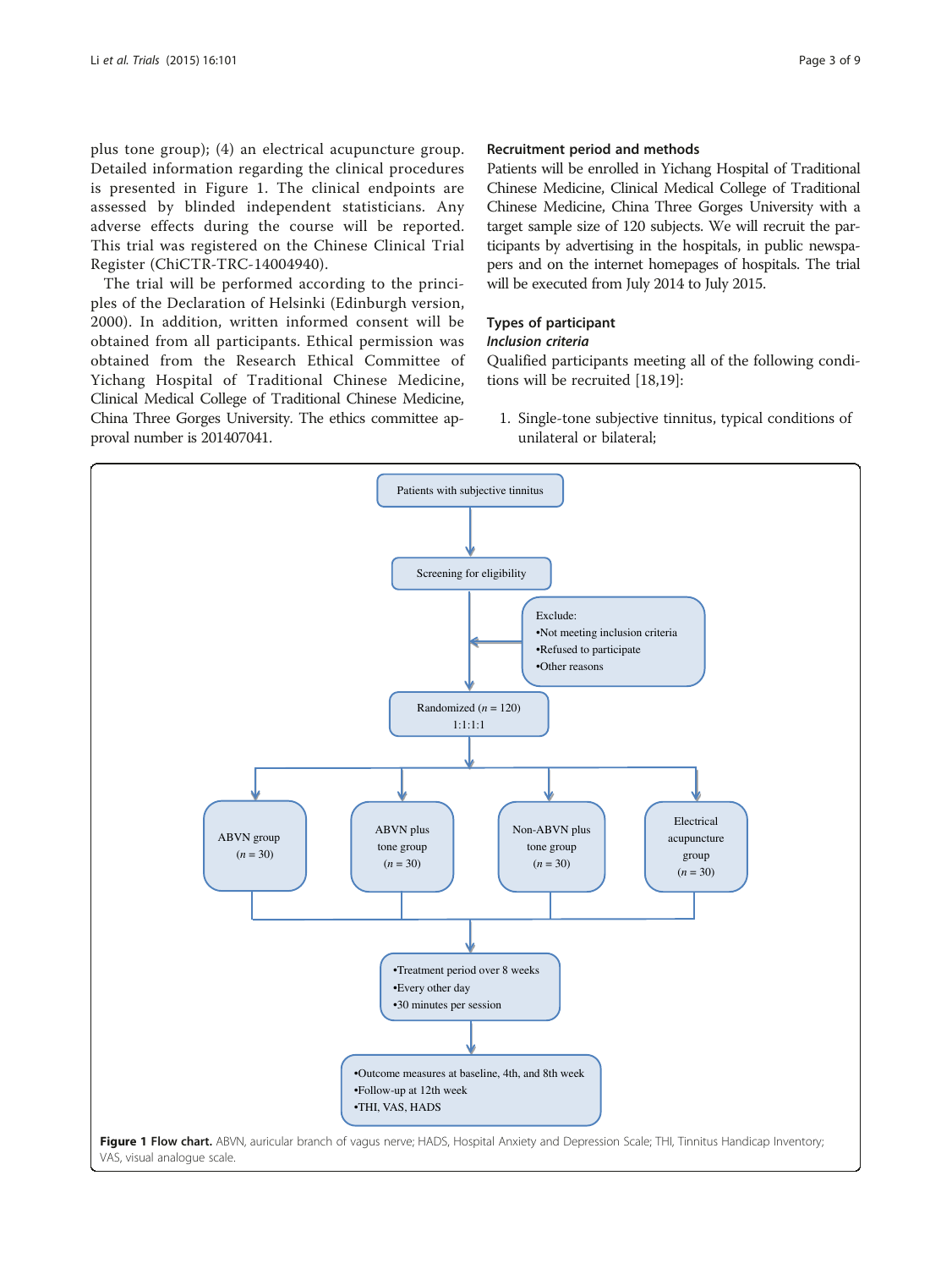plus tone group); (4) an electrical acupuncture group. Detailed information regarding the clinical procedures is presented in Figure 1. The clinical endpoints are assessed by blinded independent statisticians. Any adverse effects during the course will be reported. This trial was registered on the Chinese Clinical Trial Register (ChiCTR-TRC-14004940).

The trial will be performed according to the principles of the Declaration of Helsinki (Edinburgh version, 2000). In addition, written informed consent will be obtained from all participants. Ethical permission was obtained from the Research Ethical Committee of Yichang Hospital of Traditional Chinese Medicine, Clinical Medical College of Traditional Chinese Medicine, China Three Gorges University. The ethics committee approval number is 201407041.

### Recruitment period and methods

Patients will be enrolled in Yichang Hospital of Traditional Chinese Medicine, Clinical Medical College of Traditional Chinese Medicine, China Three Gorges University with a target sample size of 120 subjects. We will recruit the participants by advertising in the hospitals, in public newspapers and on the internet homepages of hospitals. The trial will be executed from July 2014 to July 2015.

### Types of participant

#### *Inclusion criteria*

Qualified participants meeting all of the following conditions will be recruited [18,19]:

1. Single-tone subjective tinnitus, typical conditions of unilateral or bilateral;

Patients with subjective tinnitus

Screening for eligibility

Exclude:
•Not meeting inclusion criteria
•Refused to participate
•Other reasons

Randomized ($n$ = 120)
1:1:1:1

ABVN group ($n$ = 30) | ABVN plus tone group ($n$ = 30) | Non-ABVN plus tone group ($n$ = 30) | Electrical acupuncture group ($n$ = 30)

•Treatment period over 8 weeks
•Every other day
•30 minutes per session

•Outcome measures at baseline, 4th, and 8th week
•Follow-up at 12th week
•THI, VAS, HADS

**Figure 1 Flow chart.** ABVN, auricular branch of vagus nerve; HADS, Hospital Anxiety and Depression Scale; THI, Tinnitus Handicap Inventory; VAS, visual analogue scale.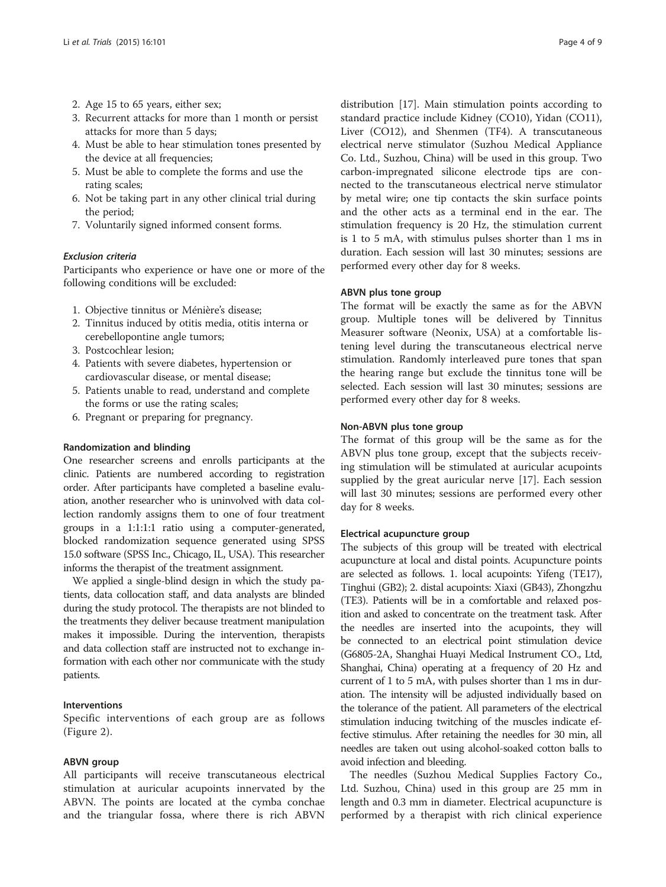2. Age 15 to 65 years, either sex;
3. Recurrent attacks for more than 1 month or persist attacks for more than 5 days;
4. Must be able to hear stimulation tones presented by the device at all frequencies;
5. Must be able to complete the forms and use the rating scales;
6. Not be taking part in any other clinical trial during the period;
7. Voluntarily signed informed consent forms.

#### *Exclusion criteria*

Participants who experience or have one or more of the following conditions will be excluded:

1. Objective tinnitus or Ménière's disease;
2. Tinnitus induced by otitis media, otitis interna or cerebellopontine angle tumors;
3. Postcochlear lesion;
4. Patients with severe diabetes, hypertension or cardiovascular disease, or mental disease;
5. Patients unable to read, understand and complete the forms or use the rating scales;
6. Pregnant or preparing for pregnancy.

### Randomization and blinding

One researcher screens and enrolls participants at the clinic. Patients are numbered according to registration order. After participants have completed a baseline evaluation, another researcher who is uninvolved with data collection randomly assigns them to one of four treatment groups in a 1:1:1:1 ratio using a computer-generated, blocked randomization sequence generated using SPSS 15.0 software (SPSS Inc., Chicago, IL, USA). This researcher informs the therapist of the treatment assignment.

We applied a single-blind design in which the study patients, data collocation staff, and data analysts are blinded during the study protocol. The therapists are not blinded to the treatments they deliver because treatment manipulation makes it impossible. During the intervention, therapists and data collection staff are instructed not to exchange information with each other nor communicate with the study patients.

### Interventions

Specific interventions of each group are as follows (Figure 2).

### ABVN group

All participants will receive transcutaneous electrical stimulation at auricular acupoints innervated by the ABVN. The points are located at the cymba conchae and the triangular fossa, where there is rich ABVN distribution [17]. Main stimulation points according to standard practice include Kidney (CO10), Yidan (CO11), Liver (CO12), and Shenmen (TF4). A transcutaneous electrical nerve stimulator (Suzhou Medical Appliance Co. Ltd., Suzhou, China) will be used in this group. Two carbon-impregnated silicone electrode tips are connected to the transcutaneous electrical nerve stimulator by metal wire; one tip contacts the skin surface points and the other acts as a terminal end in the ear. The stimulation frequency is 20 Hz, the stimulation current is 1 to 5 mA, with stimulus pulses shorter than 1 ms in duration. Each session will last 30 minutes; sessions are performed every other day for 8 weeks.

### ABVN plus tone group

The format will be exactly the same as for the ABVN group. Multiple tones will be delivered by Tinnitus Measurer software (Neonix, USA) at a comfortable listening level during the transcutaneous electrical nerve stimulation. Randomly interleaved pure tones that span the hearing range but exclude the tinnitus tone will be selected. Each session will last 30 minutes; sessions are performed every other day for 8 weeks.

### Non-ABVN plus tone group

The format of this group will be the same as for the ABVN plus tone group, except that the subjects receiving stimulation will be stimulated at auricular acupoints supplied by the great auricular nerve [17]. Each session will last 30 minutes; sessions are performed every other day for 8 weeks.

### Electrical acupuncture group

The subjects of this group will be treated with electrical acupuncture at local and distal points. Acupuncture points are selected as follows. 1. local acupoints: Yifeng (TE17), Tinghui (GB2); 2. distal acupoints: Xiaxi (GB43), Zhongzhu (TE3). Patients will be in a comfortable and relaxed position and asked to concentrate on the treatment task. After the needles are inserted into the acupoints, they will be connected to an electrical point stimulation device (G6805-2A, Shanghai Huayi Medical Instrument CO., Ltd, Shanghai, China) operating at a frequency of 20 Hz and current of 1 to 5 mA, with pulses shorter than 1 ms in duration. The intensity will be adjusted individually based on the tolerance of the patient. All parameters of the electrical stimulation inducing twitching of the muscles indicate effective stimulus. After retaining the needles for 30 min, all needles are taken out using alcohol-soaked cotton balls to avoid infection and bleeding.

The needles (Suzhou Medical Supplies Factory Co., Ltd. Suzhou, China) used in this group are 25 mm in length and 0.3 mm in diameter. Electrical acupuncture is performed by a therapist with rich clinical experience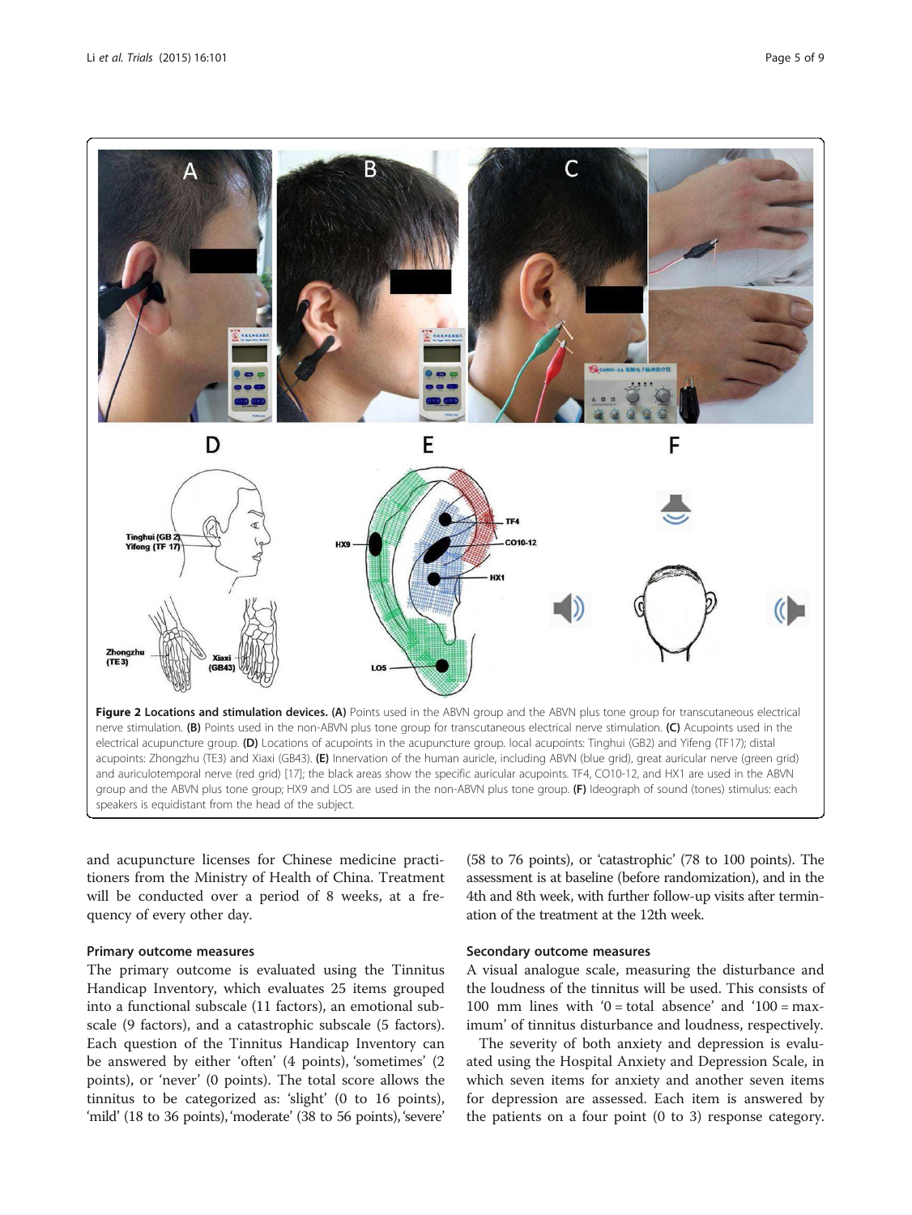**Figure 2 Locations and stimulation devices. (A)** Points used in the ABVN group and the ABVN plus tone group for transcutaneous electrical nerve stimulation. **(B)** Points used in the non-ABVN plus tone group for transcutaneous electrical nerve stimulation. **(C)** Acupoints used in the electrical acupuncture group. **(D)** Locations of acupoints in the acupuncture group. local acupoints: Tinghui (GB2) and Yifeng (TF17); distal acupoints: Zhongzhu (TE3) and Xiaxi (GB43). **(E)** Innervation of the human auricle, including ABVN (blue grid), great auricular nerve (green grid) and auriculotemporal nerve (red grid) [17]; the black areas show the specific auricular acupoints. TF4, CO10-12, and HX1 are used in the ABVN group and the ABVN plus tone group; HX9 and LO5 are used in the non-ABVN plus tone group. **(F)** Ideograph of sound (tones) stimulus: each speakers is equidistant from the head of the subject.

and acupuncture licenses for Chinese medicine practitioners from the Ministry of Health of China. Treatment will be conducted over a period of 8 weeks, at a frequency of every other day.

### Primary outcome measures

The primary outcome is evaluated using the Tinnitus Handicap Inventory, which evaluates 25 items grouped into a functional subscale (11 factors), an emotional subscale (9 factors), and a catastrophic subscale (5 factors). Each question of the Tinnitus Handicap Inventory can be answered by either 'often' (4 points), 'sometimes' (2 points), or 'never' (0 points). The total score allows the tinnitus to be categorized as: 'slight' (0 to 16 points), 'mild' (18 to 36 points), 'moderate' (38 to 56 points), 'severe' (58 to 76 points), or 'catastrophic' (78 to 100 points). The assessment is at baseline (before randomization), and in the 4th and 8th week, with further follow-up visits after termination of the treatment at the 12th week.

### Secondary outcome measures

A visual analogue scale, measuring the disturbance and the loudness of the tinnitus will be used. This consists of 100 mm lines with '0 = total absence' and '100 = maximum' of tinnitus disturbance and loudness, respectively.

The severity of both anxiety and depression is evaluated using the Hospital Anxiety and Depression Scale, in which seven items for anxiety and another seven items for depression are assessed. Each item is answered by the patients on a four point (0 to 3) response category.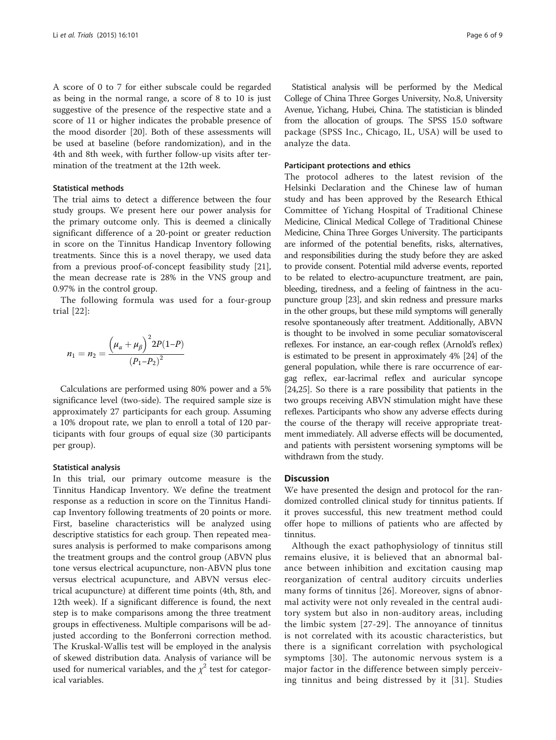A score of 0 to 7 for either subscale could be regarded as being in the normal range, a score of 8 to 10 is just suggestive of the presence of the respective state and a score of 11 or higher indicates the probable presence of the mood disorder [20]. Both of these assessments will be used at baseline (before randomization), and in the 4th and 8th week, with further follow-up visits after termination of the treatment at the 12th week.

### Statistical methods

The trial aims to detect a difference between the four study groups. We present here our power analysis for the primary outcome only. This is deemed a clinically significant difference of a 20-point or greater reduction in score on the Tinnitus Handicap Inventory following treatments. Since this is a novel therapy, we used data from a previous proof-of-concept feasibility study [21], the mean decrease rate is 28% in the VNS group and 0.97% in the control group.

The following formula was used for a four-group trial [22]:

$$n_1 = n_2 = \frac{\left(\mu_\alpha + \mu_\beta\right)^2 2P(1-P)}{\left(P_1 - P_2\right)^2}$$

Calculations are performed using 80% power and a 5% significance level (two-side). The required sample size is approximately 27 participants for each group. Assuming a 10% dropout rate, we plan to enroll a total of 120 participants with four groups of equal size (30 participants per group).

### Statistical analysis

In this trial, our primary outcome measure is the Tinnitus Handicap Inventory. We define the treatment response as a reduction in score on the Tinnitus Handicap Inventory following treatments of 20 points or more. First, baseline characteristics will be analyzed using descriptive statistics for each group. Then repeated measures analysis is performed to make comparisons among the treatment groups and the control group (ABVN plus tone versus electrical acupuncture, non-ABVN plus tone versus electrical acupuncture, and ABVN versus electrical acupuncture) at different time points (4th, 8th, and 12th week). If a significant difference is found, the next step is to make comparisons among the three treatment groups in effectiveness. Multiple comparisons will be adjusted according to the Bonferroni correction method. The Kruskal-Wallis test will be employed in the analysis of skewed distribution data. Analysis of variance will be used for numerical variables, and the $\chi^2$ test for categorical variables.

Statistical analysis will be performed by the Medical College of China Three Gorges University, No.8, University Avenue, Yichang, Hubei, China. The statistician is blinded from the allocation of groups. The SPSS 15.0 software package (SPSS Inc., Chicago, IL, USA) will be used to analyze the data.

### Participant protections and ethics

The protocol adheres to the latest revision of the Helsinki Declaration and the Chinese law of human study and has been approved by the Research Ethical Committee of Yichang Hospital of Traditional Chinese Medicine, Clinical Medical College of Traditional Chinese Medicine, China Three Gorges University. The participants are informed of the potential benefits, risks, alternatives, and responsibilities during the study before they are asked to provide consent. Potential mild adverse events, reported to be related to electro-acupuncture treatment, are pain, bleeding, tiredness, and a feeling of faintness in the acupuncture group [23], and skin redness and pressure marks in the other groups, but these mild symptoms will generally resolve spontaneously after treatment. Additionally, ABVN is thought to be involved in some peculiar somatovisceral reflexes. For instance, an ear-cough reflex (Arnold's reflex) is estimated to be present in approximately 4% [24] of the general population, while there is rare occurrence of ear-gag reflex, ear-lacrimal reflex and auricular syncope [24,25]. So there is a rare possibility that patients in the two groups receiving ABVN stimulation might have these reflexes. Participants who show any adverse effects during the course of the therapy will receive appropriate treatment immediately. All adverse effects will be documented, and patients with persistent worsening symptoms will be withdrawn from the study.

## Discussion

We have presented the design and protocol for the randomized controlled clinical study for tinnitus patients. If it proves successful, this new treatment method could offer hope to millions of patients who are affected by tinnitus.

Although the exact pathophysiology of tinnitus still remains elusive, it is believed that an abnormal balance between inhibition and excitation causing map reorganization of central auditory circuits underlies many forms of tinnitus [26]. Moreover, signs of abnormal activity were not only revealed in the central auditory system but also in non-auditory areas, including the limbic system [27-29]. The annoyance of tinnitus is not correlated with its acoustic characteristics, but there is a significant correlation with psychological symptoms [30]. The autonomic nervous system is a major factor in the difference between simply perceiving tinnitus and being distressed by it [31]. Studies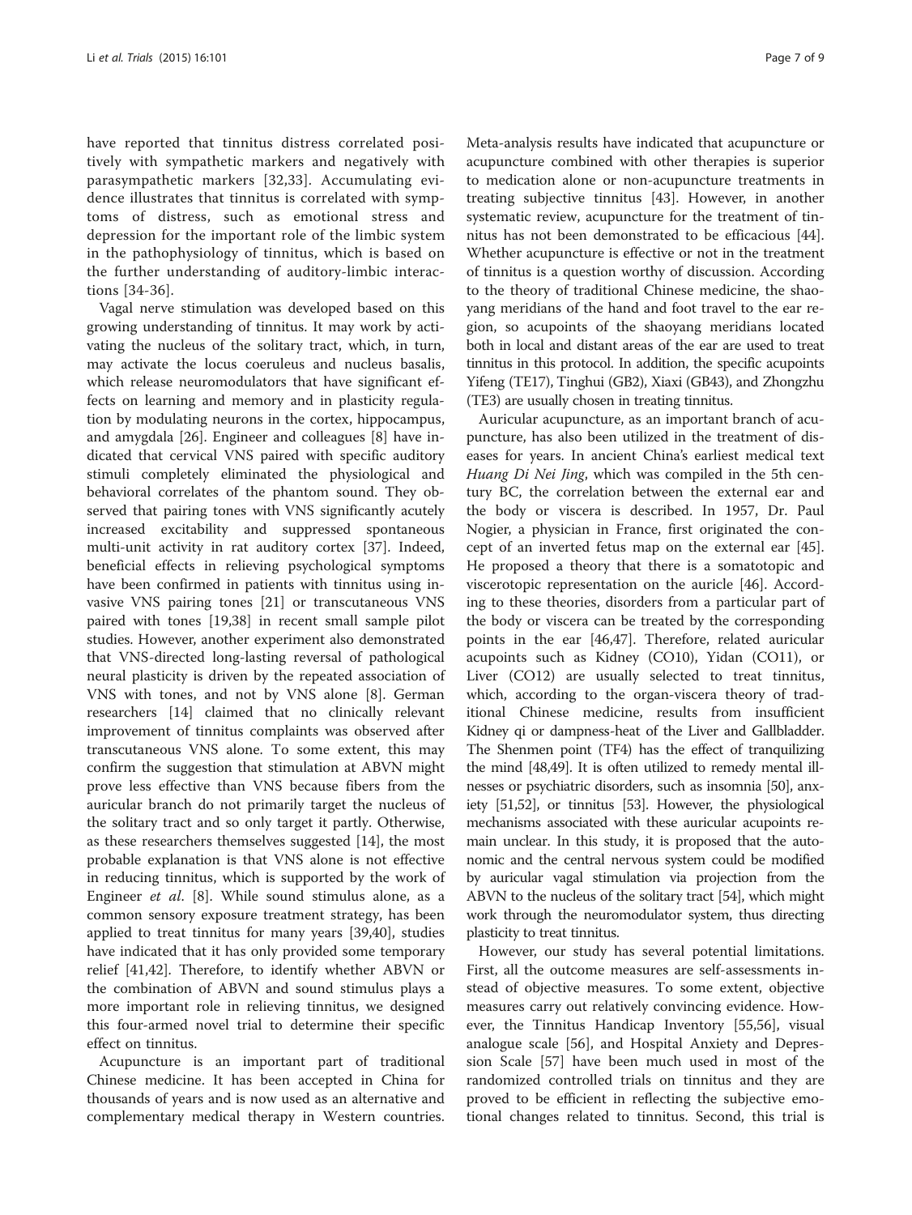have reported that tinnitus distress correlated positively with sympathetic markers and negatively with parasympathetic markers [32,33]. Accumulating evidence illustrates that tinnitus is correlated with symptoms of distress, such as emotional stress and depression for the important role of the limbic system in the pathophysiology of tinnitus, which is based on the further understanding of auditory-limbic interactions [34-36].

Vagal nerve stimulation was developed based on this growing understanding of tinnitus. It may work by activating the nucleus of the solitary tract, which, in turn, may activate the locus coeruleus and nucleus basalis, which release neuromodulators that have significant effects on learning and memory and in plasticity regulation by modulating neurons in the cortex, hippocampus, and amygdala [26]. Engineer and colleagues [8] have indicated that cervical VNS paired with specific auditory stimuli completely eliminated the physiological and behavioral correlates of the phantom sound. They observed that pairing tones with VNS significantly acutely increased excitability and suppressed spontaneous multi-unit activity in rat auditory cortex [37]. Indeed, beneficial effects in relieving psychological symptoms have been confirmed in patients with tinnitus using invasive VNS pairing tones [21] or transcutaneous VNS paired with tones [19,38] in recent small sample pilot studies. However, another experiment also demonstrated that VNS-directed long-lasting reversal of pathological neural plasticity is driven by the repeated association of VNS with tones, and not by VNS alone [8]. German researchers [14] claimed that no clinically relevant improvement of tinnitus complaints was observed after transcutaneous VNS alone. To some extent, this may confirm the suggestion that stimulation at ABVN might prove less effective than VNS because fibers from the auricular branch do not primarily target the nucleus of the solitary tract and so only target it partly. Otherwise, as these researchers themselves suggested [14], the most probable explanation is that VNS alone is not effective in reducing tinnitus, which is supported by the work of Engineer *et al*. [8]. While sound stimulus alone, as a common sensory exposure treatment strategy, has been applied to treat tinnitus for many years [39,40], studies have indicated that it has only provided some temporary relief [41,42]. Therefore, to identify whether ABVN or the combination of ABVN and sound stimulus plays a more important role in relieving tinnitus, we designed this four-armed novel trial to determine their specific effect on tinnitus.

Acupuncture is an important part of traditional Chinese medicine. It has been accepted in China for thousands of years and is now used as an alternative and complementary medical therapy in Western countries. Meta-analysis results have indicated that acupuncture or acupuncture combined with other therapies is superior to medication alone or non-acupuncture treatments in treating subjective tinnitus [43]. However, in another systematic review, acupuncture for the treatment of tinnitus has not been demonstrated to be efficacious [44]. Whether acupuncture is effective or not in the treatment of tinnitus is a question worthy of discussion. According to the theory of traditional Chinese medicine, the shaoyang meridians of the hand and foot travel to the ear region, so acupoints of the shaoyang meridians located both in local and distant areas of the ear are used to treat tinnitus in this protocol. In addition, the specific acupoints Yifeng (TE17), Tinghui (GB2), Xiaxi (GB43), and Zhongzhu (TE3) are usually chosen in treating tinnitus.

Auricular acupuncture, as an important branch of acupuncture, has also been utilized in the treatment of diseases for years. In ancient China's earliest medical text *Huang Di Nei Jing*, which was compiled in the 5th century BC, the correlation between the external ear and the body or viscera is described. In 1957, Dr. Paul Nogier, a physician in France, first originated the concept of an inverted fetus map on the external ear [45]. He proposed a theory that there is a somatotopic and viscerotopic representation on the auricle [46]. According to these theories, disorders from a particular part of the body or viscera can be treated by the corresponding points in the ear [46,47]. Therefore, related auricular acupoints such as Kidney (CO10), Yidan (CO11), or Liver (CO12) are usually selected to treat tinnitus, which, according to the organ-viscera theory of traditional Chinese medicine, results from insufficient Kidney qi or dampness-heat of the Liver and Gallbladder. The Shenmen point (TF4) has the effect of tranquilizing the mind [48,49]. It is often utilized to remedy mental illnesses or psychiatric disorders, such as insomnia [50], anxiety [51,52], or tinnitus [53]. However, the physiological mechanisms associated with these auricular acupoints remain unclear. In this study, it is proposed that the autonomic and the central nervous system could be modified by auricular vagal stimulation via projection from the ABVN to the nucleus of the solitary tract [54], which might work through the neuromodulator system, thus directing plasticity to treat tinnitus.

However, our study has several potential limitations. First, all the outcome measures are self-assessments instead of objective measures. To some extent, objective measures carry out relatively convincing evidence. However, the Tinnitus Handicap Inventory [55,56], visual analogue scale [56], and Hospital Anxiety and Depression Scale [57] have been much used in most of the randomized controlled trials on tinnitus and they are proved to be efficient in reflecting the subjective emotional changes related to tinnitus. Second, this trial is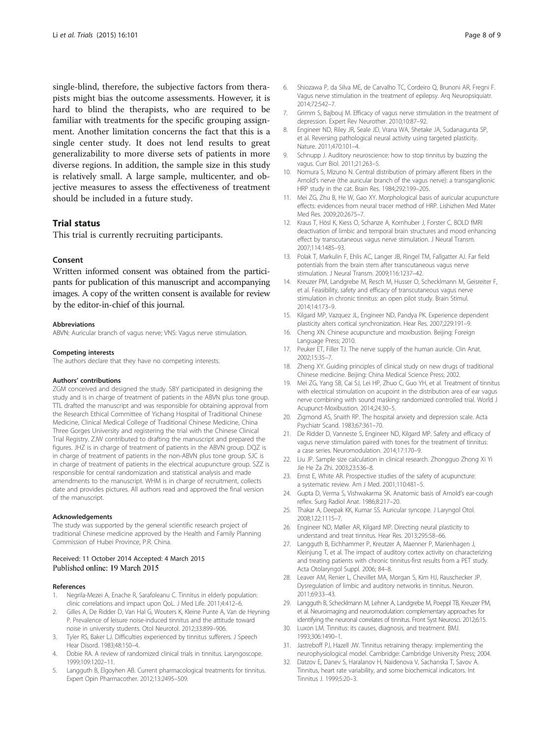single-blind, therefore, the subjective factors from therapists might bias the outcome assessments. However, it is hard to blind the therapists, who are required to be familiar with treatments for the specific grouping assignment. Another limitation concerns the fact that this is a single center study. It does not lend results to great generalizability to more diverse sets of patients in more diverse regions. In addition, the sample size in this study is relatively small. A large sample, multicenter, and objective measures to assess the effectiveness of treatment should be included in a future study.

## Trial status

This trial is currently recruiting participants.

### Consent

Written informed consent was obtained from the participants for publication of this manuscript and accompanying images. A copy of the written consent is available for review by the editor-in-chief of this journal.

#### Abbreviations

ABVN: Auricular branch of vagus nerve; VNS: Vagus nerve stimulation.

#### Competing interests

The authors declare that they have no competing interests.

#### Authors' contributions

ZGM conceived and designed the study. SBY participated in designing the study and is in charge of treatment of patients in the ABVN plus tone group. TTL drafted the manuscript and was responsible for obtaining approval from the Research Ethical Committee of Yichang Hospital of Traditional Chinese Medicine, Clinical Medical College of Traditional Chinese Medicine, China Three Gorges University and registering the trial with the Chinese Clinical Trial Registry. ZJW contributed to drafting the manuscript and prepared the figures. JHZ is in charge of treatment of patients in the ABVN group. DQZ is in charge of treatment of patients in the non-ABVN plus tone group. SJC is in charge of treatment of patients in the electrical acupuncture group. SZZ is responsible for central randomization and statistical analysis and made amendments to the manuscript. WHM is in charge of recruitment, collects date and provides pictures. All authors read and approved the final version of the manuscript.

#### Acknowledgements

The study was supported by the general scientific research project of traditional Chinese medicine approved by the Health and Family Planning Commission of Hubei Province, P.R. China.

Received: 11 October 2014 Accepted: 4 March 2015
Published online: 19 March 2015

#### References

1. Negrila-Mezei A, Enache R, Sarafoleanu C. Tinnitus in elderly population: clinic correlations and impact upon QoL. J Med Life. 2011;4:412–6.
2. Gilles A, De Ridder D, Van Hal G, Wouters K, Kleine Punte A, Van de Heyning P. Prevalence of leisure noise-induced tinnitus and the attitude toward noise in university students. Otol Neurotol. 2012;33:899–906.
3. Tyler RS, Baker LJ. Difficulties experienced by tinnitus sufferers. J Speech Hear Disord. 1983;48:150–4.
4. Dobie RA. A review of randomized clinical trials in tinnitus. Laryngoscope. 1999;109:1202–11.
5. Langguth B, Elgoyhen AB. Current pharmacological treatments for tinnitus. Expert Opin Pharmacother. 2012;13:2495–509.
6. Shiozawa P, da Silva ME, de Carvalho TC, Cordeiro Q, Brunoni AR, Fregni F. Vagus nerve stimulation in the treatment of epilepsy. Arq Neuropsiquiatr. 2014;72:542–7.
7. Grimm S, Bajbouj M. Efficacy of vagus nerve stimulation in the treatment of depression. Expert Rev Neurother. 2010;10:87–92.
8. Engineer ND, Riley JR, Seale JD, Vrana WA, Shetake JA, Sudanagunta SP, et al. Reversing pathological neural activity using targeted plasticity. Nature. 2011;470:101–4.
9. Schnupp J. Auditory neuroscience: how to stop tinnitus by buzzing the vagus. Curr Biol. 2011;21:263–5.
10. Nomura S, Mizuno N. Central distribution of primary afferent fibers in the Arnold's nerve (the auricular branch of the vagus nerve): a transganglionic HRP study in the cat. Brain Res. 1984;292:199–205.
11. Mei ZG, Zhu B, He W, Gao XY. Morphological basis of auricular acupuncture effects: evidences from neural tracer method of HRP. Lishizhen Med Mater Med Res. 2009;20:2675–7.
12. Kraus T, Hösl K, Kiess O, Schanze A, Kornhuber J, Forster C. BOLD fMRI deactivation of limbic and temporal brain structures and mood enhancing effect by transcutaneous vagus nerve stimulation. J Neural Transm. 2007;114:1485–93.
13. Polak T, Markulin F, Ehlis AC, Langer JB, Ringel TM, Fallgatter AJ. Far field potentials from the brain stem after transcutaneous vagus nerve stimulation. J Neural Transm. 2009;116:1237–42.
14. Kreuzer PM, Landgrebe M, Resch M, Husser O, Schecklmann M, Geisreiter F, et al. Feasibility, safety and efficacy of transcutaneous vagus nerve stimulation in chronic tinnitus: an open pilot study. Brain Stimul. 2014;14:173–9.
15. Kilgard MP, Vazquez JL, Engineer ND, Pandya PK. Experience dependent plasticity alters cortical synchronization. Hear Res. 2007;229:191–9.
16. Cheng XN. Chinese acupuncture and moxibustion. Beijing: Foreign Language Press; 2010.
17. Peuker ET, Filler TJ. The nerve supply of the human auricle. Clin Anat. 2002;15:35–7.
18. Zheng XY. Guiding principles of clinical study on new drugs of traditional Chinese medicine. Beijing: China Medical Science Press; 2002.
19. Mei ZG, Yang SB, Cai SJ, Lei HP, Zhuo C, Guo YH, et al. Treatment of tinnitus with electrical stimulation on acupoint in the distribution area of ear vagus nerve combining with sound masking: randomized controlled trial. World J Acupunct-Moxibustion. 2014;24:30–5.
20. Zigmond AS, Snaith RP. The hospital anxiety and depression scale. Acta Psychiatr Scand. 1983;67:361–70.
21. De Ridder D, Vanneste S, Engineer ND, Kilgard MP. Safety and efficacy of vagus nerve stimulation paired with tones for the treatment of tinnitus: a case series. Neuromodulation. 2014;17:170–9.
22. Liu JP. Sample size calculation in clinical research. Zhongguo Zhong Xi Yi Jie He Za Zhi. 2003;23:536–8.
23. Ernst E, White AR. Prospective studies of the safety of acupuncture: a systematic review. Am J Med. 2001;110:481–5.
24. Gupta D, Verma S, Vishwakarma SK. Anatomic basis of Arnold's ear-cough reflex. Surg Radiol Anat. 1986;8:217–20.
25. Thakar A, Deepak KK, Kumar SS. Auricular syncope. J Laryngol Otol. 2008;122:1115–7.
26. Engineer ND, Møller AR, Kilgard MP. Directing neural plasticity to understand and treat tinnitus. Hear Res. 2013;295:58–66.
27. Langguth B, Eichhammer P, Kreutzer A, Maenner P, Marienhagen J, Kleinjung T, et al. The impact of auditory cortex activity on characterizing and treating patients with chronic tinnitus-first results from a PET study. Acta Otolaryngol Suppl. 2006; 84–8.
28. Leaver AM, Renier L, Chevillet MA, Morgan S, Kim HJ, Rauschecker JP. Dysregulation of limbic and auditory networks in tinnitus. Neuron. 2011;69:33–43.
29. Langguth B, Schecklmann M, Lehner A, Landgrebe M, Poeppl TB, Kreuzer PM, et al. Neuroimaging and neuromodulation: complementary approaches for identifying the neuronal correlates of tinnitus. Front Syst Neurosci. 2012;6:15.
30. Luxon LM. Tinnitus: its causes, diagnosis, and treatment. BMJ. 1993;306:1490–1.
31. Jastreboff PJ, Hazell JW. Tinnitus retraining therapy: implementing the neurophysiological model. Cambridge: Cambridge University Press; 2004.
32. Datzov E, Danev S, Haralanov H, Naidenova V, Sachanska T, Savov A. Tinnitus, heart rate variability, and some biochemical indicators. Int Tinnitus J. 1999;5:20–3.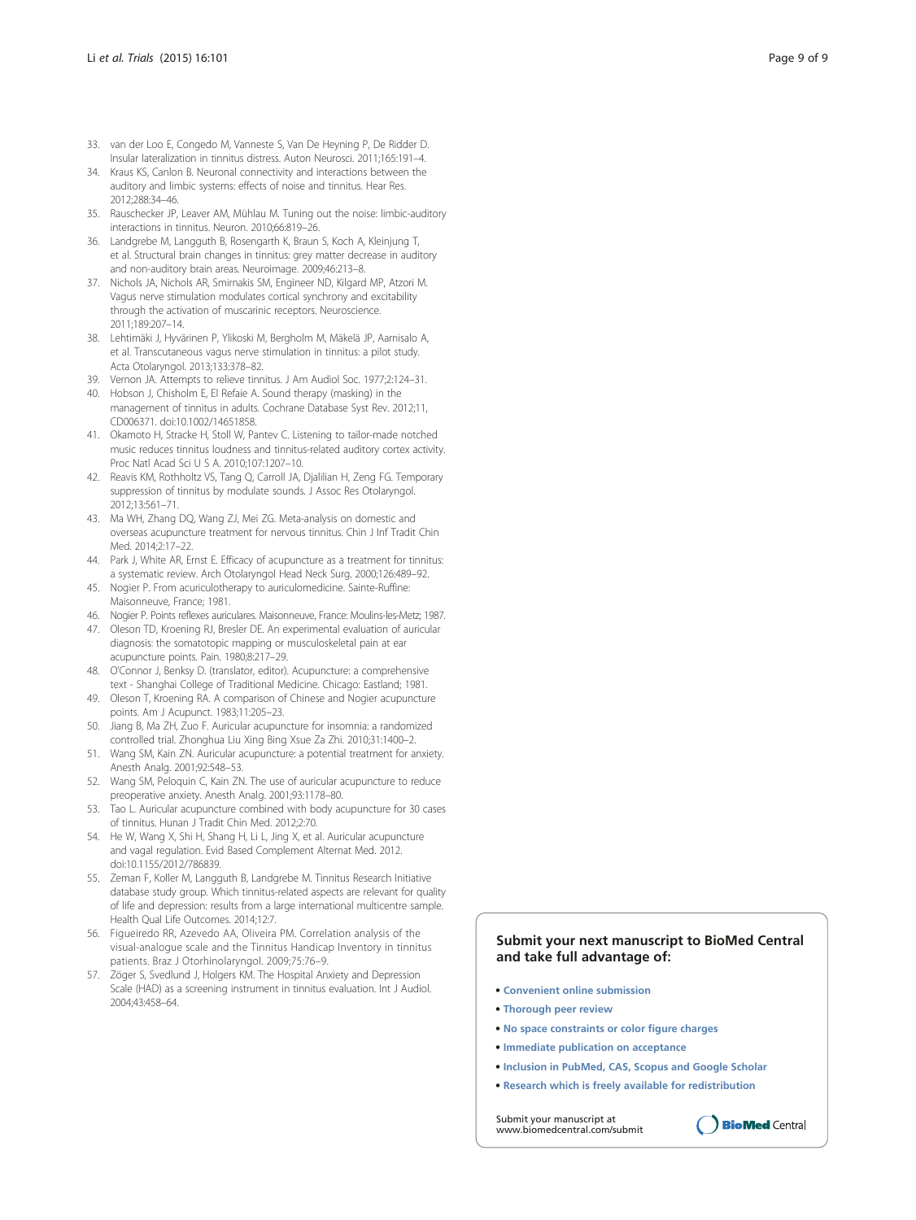33. van der Loo E, Congedo M, Vanneste S, Van De Heyning P, De Ridder D. Insular lateralization in tinnitus distress. Auton Neurosci. 2011;165:191–4.
34. Kraus KS, Canlon B. Neuronal connectivity and interactions between the auditory and limbic systems: effects of noise and tinnitus. Hear Res. 2012;288:34–46.
35. Rauschecker JP, Leaver AM, Mühlau M. Tuning out the noise: limbic-auditory interactions in tinnitus. Neuron. 2010;66:819–26.
36. Landgrebe M, Langguth B, Rosengarth K, Braun S, Koch A, Kleinjung T, et al. Structural brain changes in tinnitus: grey matter decrease in auditory and non-auditory brain areas. Neuroimage. 2009;46:213–8.
37. Nichols JA, Nichols AR, Smirnakis SM, Engineer ND, Kilgard MP, Atzori M. Vagus nerve stimulation modulates cortical synchrony and excitability through the activation of muscarinic receptors. Neuroscience. 2011;189:207–14.
38. Lehtimäki J, Hyvärinen P, Ylikoski M, Bergholm M, Mäkelä JP, Aarnisalo A, et al. Transcutaneous vagus nerve stimulation in tinnitus: a pilot study. Acta Otolaryngol. 2013;133:378–82.
39. Vernon JA. Attempts to relieve tinnitus. J Am Audiol Soc. 1977;2:124–31.
40. Hobson J, Chisholm E, El Refaie A. Sound therapy (masking) in the management of tinnitus in adults. Cochrane Database Syst Rev. 2012;11, CD006371. doi:10.1002/14651858.
41. Okamoto H, Stracke H, Stoll W, Pantev C. Listening to tailor-made notched music reduces tinnitus loudness and tinnitus-related auditory cortex activity. Proc Natl Acad Sci U S A. 2010;107:1207–10.
42. Reavis KM, Rothholtz VS, Tang Q, Carroll JA, Djalilian H, Zeng FG. Temporary suppression of tinnitus by modulate sounds. J Assoc Res Otolaryngol. 2012;13:561–71.
43. Ma WH, Zhang DQ, Wang ZJ, Mei ZG. Meta-analysis on domestic and overseas acupuncture treatment for nervous tinnitus. Chin J Inf Tradit Chin Med. 2014;2:17–22.
44. Park J, White AR, Ernst E. Efficacy of acupuncture as a treatment for tinnitus: a systematic review. Arch Otolaryngol Head Neck Surg. 2000;126:489–92.
45. Nogier P. From acuriculotherapy to auriculomedicine. Sainte-Ruffine: Maisonneuve, France; 1981.
46. Nogier P. Points reflexes auriculares. Maisonneuve, France: Moulins-les-Metz; 1987.
47. Oleson TD, Kroening RJ, Bresler DE. An experimental evaluation of auricular diagnosis: the somatotopic mapping or musculoskeletal pain at ear acupuncture points. Pain. 1980;8:217–29.
48. O'Connor J, Bensky D. (translator, editor). Acupuncture: a comprehensive text - Shanghai College of Traditional Medicine. Chicago: Eastland; 1981.
49. Oleson T, Kroening RA. A comparison of Chinese and Nogier acupuncture points. Am J Acupunct. 1983;11:205–23.
50. Jiang B, Ma ZH, Zuo F. Auricular acupuncture for insomnia: a randomized controlled trial. Zhonghua Liu Xing Bing Xue Za Zhi. 2010;31:1400–2.
51. Wang SM, Kain ZN. Auricular acupuncture: a potential treatment for anxiety. Anesth Analg. 2001;92:548–53.
52. Wang SM, Peloquin C, Kain ZN. The use of auricular acupuncture to reduce preoperative anxiety. Anesth Analg. 2001;93:1178–80.
53. Tao L. Auricular acupuncture combined with body acupuncture for 30 cases of tinnitus. Hunan J Tradit Chin Med. 2012;2:70.
54. He W, Wang X, Shi H, Shang H, Li L, Jing X, et al. Auricular acupuncture and vagal regulation. Evid Based Complement Alternat Med. 2012. doi:10.1155/2012/786839.
55. Zeman F, Koller M, Langguth B, Landgrebe M. Tinnitus Research Initiative database study group. Which tinnitus-related aspects are relevant for quality of life and depression: results from a large international multicentre sample. Health Qual Life Outcomes. 2014;12:7.
56. Figueiredo RR, Azevedo AA, Oliveira PM. Correlation analysis of the visual-analogue scale and the Tinnitus Handicap Inventory in tinnitus patients. Braz J Otorhinolaryngol. 2009;75:76–9.
57. Zöger S, Svedlund J, Holgers KM. The Hospital Anxiety and Depression Scale (HAD) as a screening instrument in tinnitus evaluation. Int J Audiol. 2004;43:458–64.

**Submit your next manuscript to BioMed Central and take full advantage of:**

- **Convenient online submission**
- **Thorough peer review**
- **No space constraints or color figure charges**
- **Immediate publication on acceptance**
- **Inclusion in PubMed, CAS, Scopus and Google Scholar**
- **Research which is freely available for redistribution**

Submit your manuscript at
www.biomedcentral.com/submit

BioMed Central